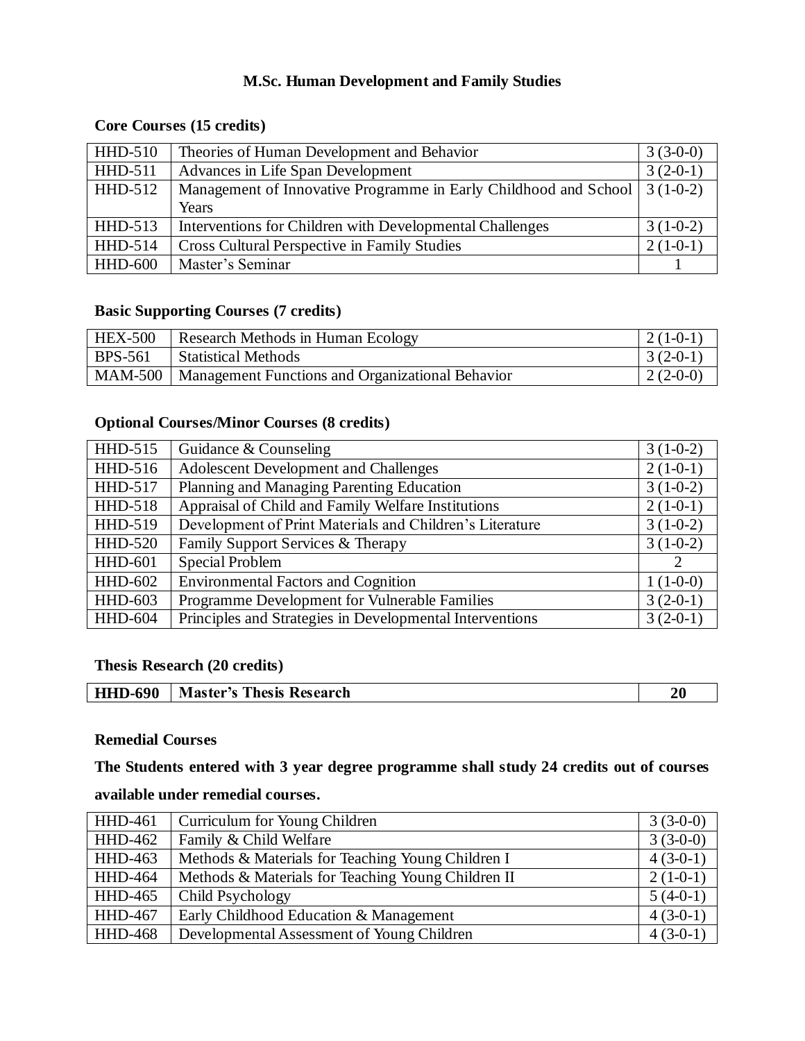# M.Sc. Human Development and Family Studies

### Core Courses (15 credits)

| | | |
|---|---|---|
| HHD-510 | Theories of Human Development and Behavior | 3 (3-0-0) |
| HHD-511 | Advances in Life Span Development | 3 (2-0-1) |
| HHD-512 | Management of Innovative Programme in Early Childhood and School Years | 3 (1-0-2) |
| HHD-513 | Interventions for Children with Developmental Challenges | 3 (1-0-2) |
| HHD-514 | Cross Cultural Perspective in Family Studies | 2 (1-0-1) |
| HHD-600 | Master's Seminar | 1 |

### Basic Supporting Courses (7 credits)

| | | |
|---|---|---|
| HEX-500 | Research Methods in Human Ecology | 2 (1-0-1) |
| BPS-561 | Statistical Methods | 3 (2-0-1) |
| MAM-500 | Management Functions and Organizational Behavior | 2 (2-0-0) |

### Optional Courses/Minor Courses (8 credits)

| | | |
|---|---|---|
| HHD-515 | Guidance & Counseling | 3 (1-0-2) |
| HHD-516 | Adolescent Development and Challenges | 2 (1-0-1) |
| HHD-517 | Planning and Managing Parenting Education | 3 (1-0-2) |
| HHD-518 | Appraisal of Child and Family Welfare Institutions | 2 (1-0-1) |
| HHD-519 | Development of Print Materials and Children's Literature | 3 (1-0-2) |
| HHD-520 | Family Support Services & Therapy | 3 (1-0-2) |
| HHD-601 | Special Problem | 2 |
| HHD-602 | Environmental Factors and Cognition | 1 (1-0-0) |
| HHD-603 | Programme Development for Vulnerable Families | 3 (2-0-1) |
| HHD-604 | Principles and Strategies in Developmental Interventions | 3 (2-0-1) |

### Thesis Research (20 credits)

| | | |
|---|---|---|
| **HHD-690** | **Master's Thesis Research** | **20** |

### Remedial Courses

**The Students entered with 3 year degree programme shall study 24 credits out of courses available under remedial courses.**

| | | |
|---|---|---|
| HHD-461 | Curriculum for Young Children | 3 (3-0-0) |
| HHD-462 | Family & Child Welfare | 3 (3-0-0) |
| HHD-463 | Methods & Materials for Teaching Young Children I | 4 (3-0-1) |
| HHD-464 | Methods & Materials for Teaching Young Children II | 2 (1-0-1) |
| HHD-465 | Child Psychology | 5 (4-0-1) |
| HHD-467 | Early Childhood Education & Management | 4 (3-0-1) |
| HHD-468 | Developmental Assessment of Young Children | 4 (3-0-1) |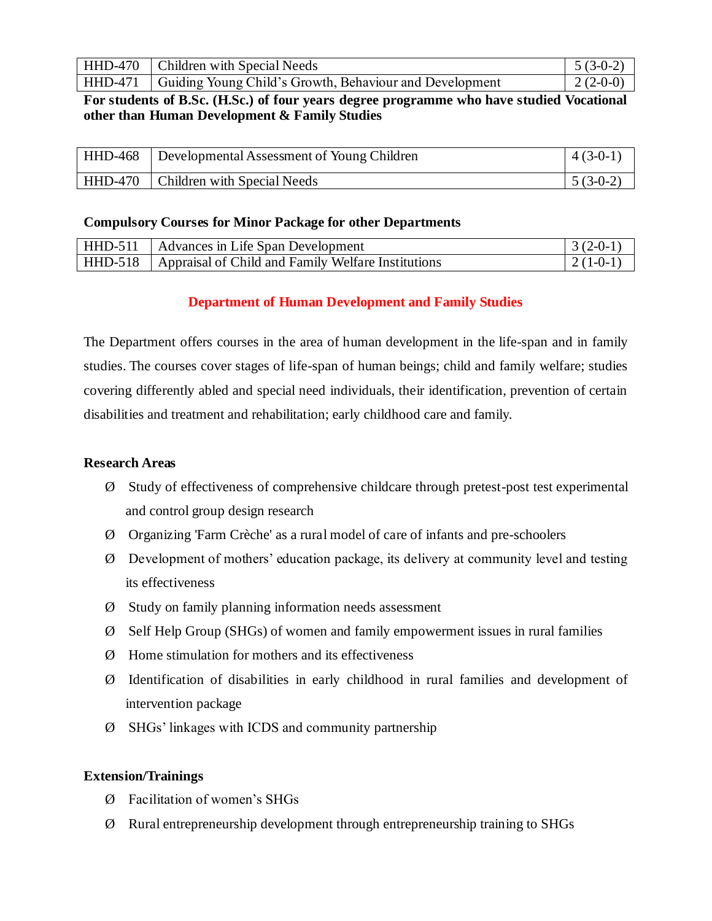| HHD-470 | Children with Special Needs | 5 (3-0-2) |
|---|---|---|
| HHD-471 | Guiding Young Child's Growth, Behaviour and Development | 2 (2-0-0) |

**For students of B.Sc. (H.Sc.) of four years degree programme who have studied Vocational other than Human Development & Family Studies**

| HHD-468 | Developmental Assessment of Young Children | 4 (3-0-1) |
|---|---|---|
| HHD-470 | Children with Special Needs | 5 (3-0-2) |

**Compulsory Courses for Minor Package for other Departments**

| HHD-511 | Advances in Life Span Development | 3 (2-0-1) |
|---|---|---|
| HHD-518 | Appraisal of Child and Family Welfare Institutions | 2 (1-0-1) |

## Department of Human Development and Family Studies

The Department offers courses in the area of human development in the life-span and in family studies. The courses cover stages of life-span of human beings; child and family welfare; studies covering differently abled and special need individuals, their identification, prevention of certain disabilities and treatment and rehabilitation; early childhood care and family.

**Research Areas**

- Study of effectiveness of comprehensive childcare through pretest-post test experimental and control group design research
- Organizing 'Farm Crèche' as a rural model of care of infants and pre-schoolers
- Development of mothers' education package, its delivery at community level and testing its effectiveness
- Study on family planning information needs assessment
- Self Help Group (SHGs) of women and family empowerment issues in rural families
- Home stimulation for mothers and its effectiveness
- Identification of disabilities in early childhood in rural families and development of intervention package
- SHGs' linkages with ICDS and community partnership

**Extension/Trainings**

- Facilitation of women's SHGs
- Rural entrepreneurship development through entrepreneurship training to SHGs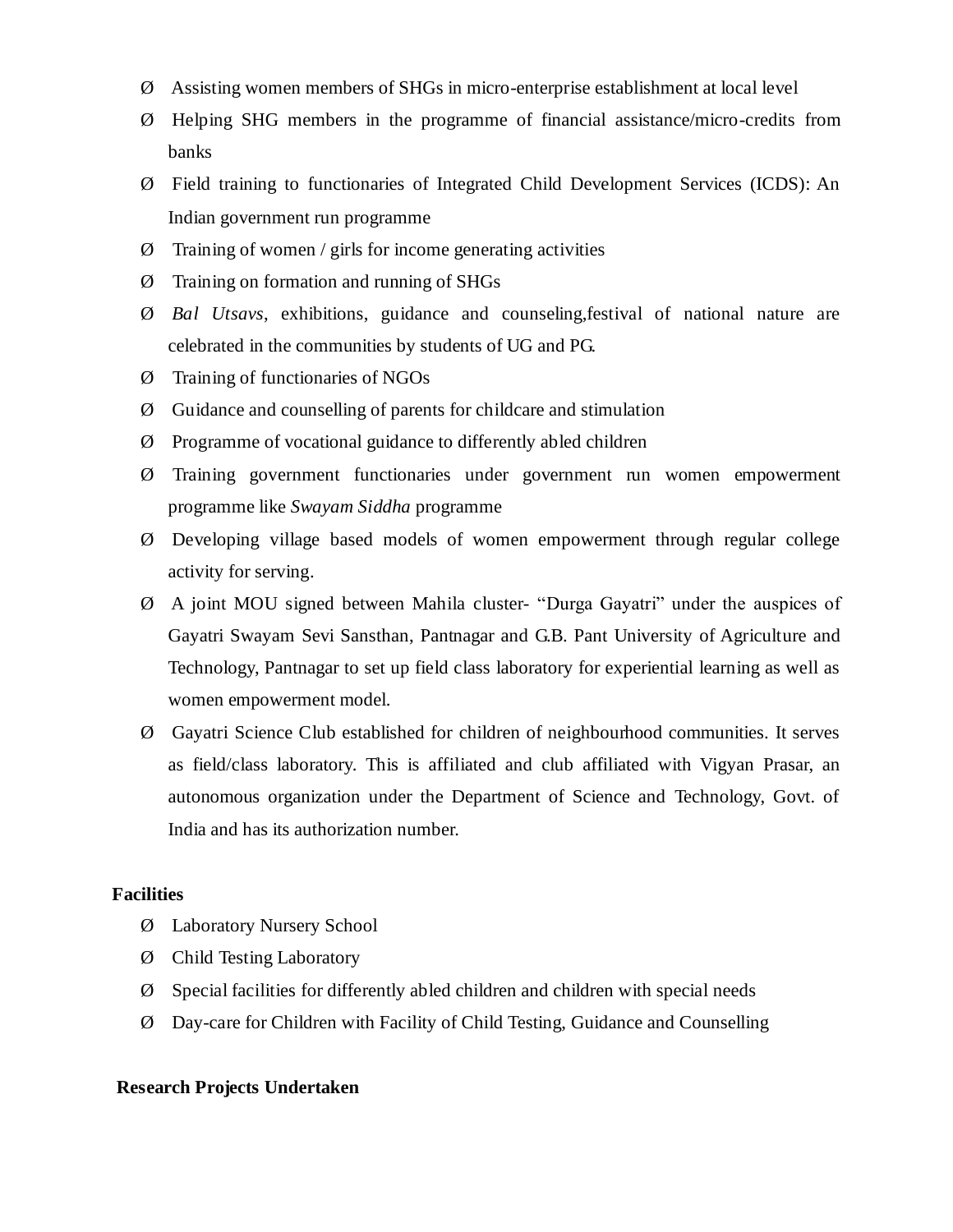- Assisting women members of SHGs in micro-enterprise establishment at local level
- Helping SHG members in the programme of financial assistance/micro-credits from banks
- Field training to functionaries of Integrated Child Development Services (ICDS): An Indian government run programme
- Training of women / girls for income generating activities
- Training on formation and running of SHGs
- *Bal Utsavs*, exhibitions, guidance and counseling,festival of national nature are celebrated in the communities by students of UG and PG.
- Training of functionaries of NGOs
- Guidance and counselling of parents for childcare and stimulation
- Programme of vocational guidance to differently abled children
- Training government functionaries under government run women empowerment programme like *Swayam Siddha* programme
- Developing village based models of women empowerment through regular college activity for serving.
- A joint MOU signed between Mahila cluster- "Durga Gayatri" under the auspices of Gayatri Swayam Sevi Sansthan, Pantnagar and G.B. Pant University of Agriculture and Technology, Pantnagar to set up field class laboratory for experiential learning as well as women empowerment model.
- Gayatri Science Club established for children of neighbourhood communities. It serves as field/class laboratory. This is affiliated and club affiliated with Vigyan Prasar, an autonomous organization under the Department of Science and Technology, Govt. of India and has its authorization number.

**Facilities**

- Laboratory Nursery School
- Child Testing Laboratory
- Special facilities for differently abled children and children with special needs
- Day-care for Children with Facility of Child Testing, Guidance and Counselling

**Research Projects Undertaken**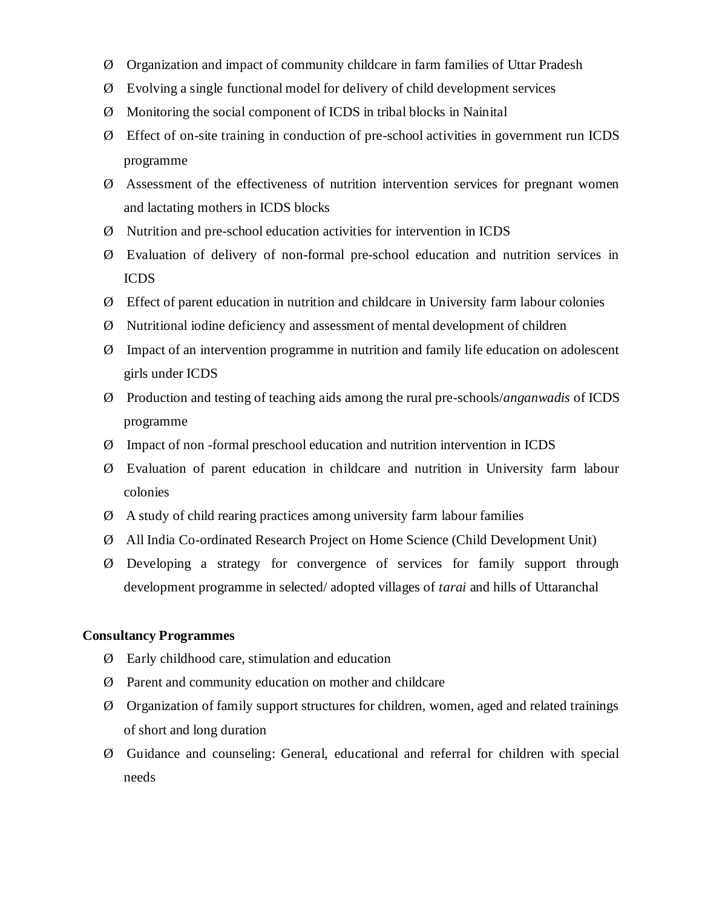- Organization and impact of community childcare in farm families of Uttar Pradesh
- Evolving a single functional model for delivery of child development services
- Monitoring the social component of ICDS in tribal blocks in Nainital
- Effect of on-site training in conduction of pre-school activities in government run ICDS programme
- Assessment of the effectiveness of nutrition intervention services for pregnant women and lactating mothers in ICDS blocks
- Nutrition and pre-school education activities for intervention in ICDS
- Evaluation of delivery of non-formal pre-school education and nutrition services in ICDS
- Effect of parent education in nutrition and childcare in University farm labour colonies
- Nutritional iodine deficiency and assessment of mental development of children
- Impact of an intervention programme in nutrition and family life education on adolescent girls under ICDS
- Production and testing of teaching aids among the rural pre-schools/*anganwadis* of ICDS programme
- Impact of non -formal preschool education and nutrition intervention in ICDS
- Evaluation of parent education in childcare and nutrition in University farm labour colonies
- A study of child rearing practices among university farm labour families
- All India Co-ordinated Research Project on Home Science (Child Development Unit)
- Developing a strategy for convergence of services for family support through development programme in selected/ adopted villages of *tarai* and hills of Uttaranchal

**Consultancy Programmes**

- Early childhood care, stimulation and education
- Parent and community education on mother and childcare
- Organization of family support structures for children, women, aged and related trainings of short and long duration
- Guidance and counseling: General, educational and referral for children with special needs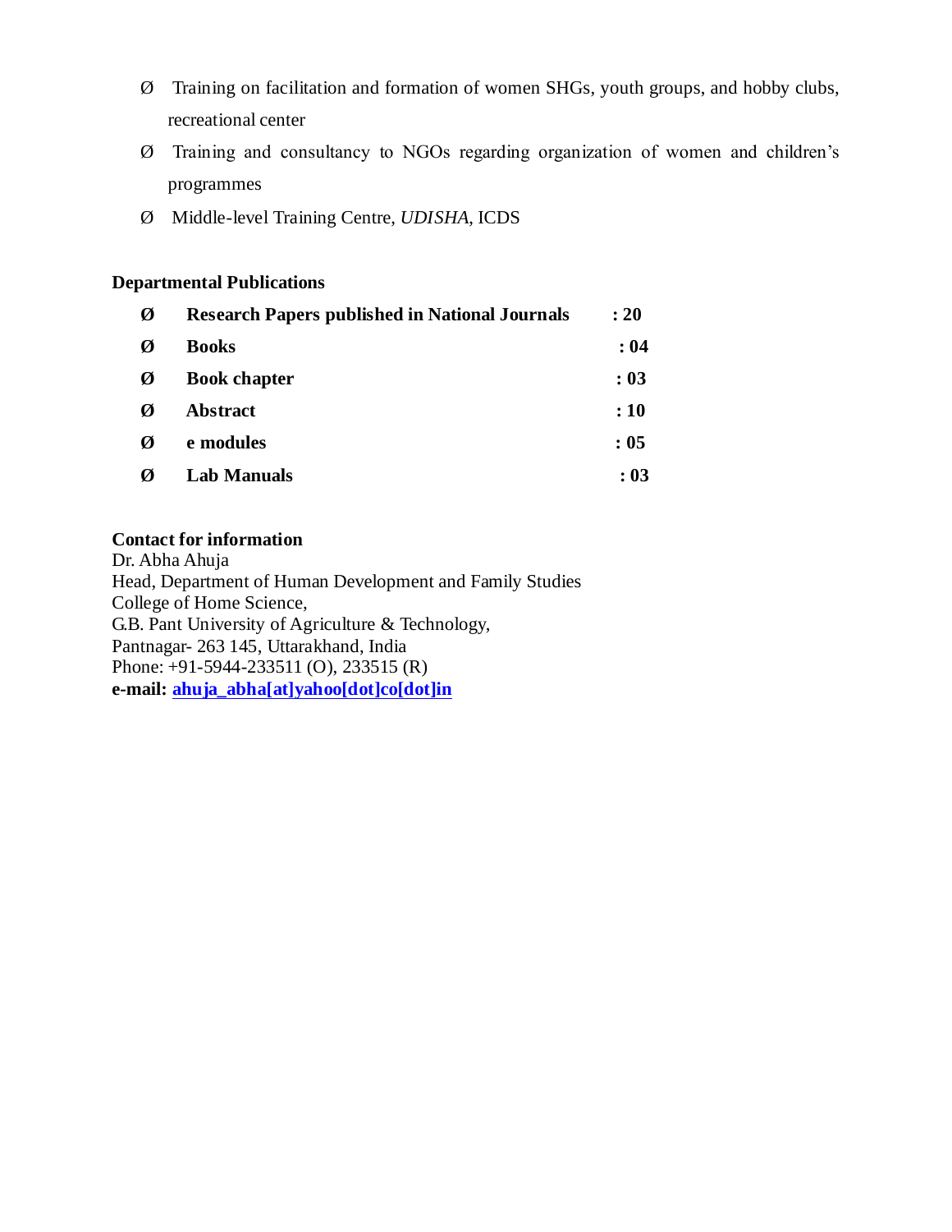- Training on facilitation and formation of women SHGs, youth groups, and hobby clubs, recreational center
- Training and consultancy to NGOs regarding organization of women and children's programmes
- Middle-level Training Centre, *UDISHA*, ICDS

**Departmental Publications**

- **Research Papers published in National Journals : 20**
- **Books : 04**
- **Book chapter : 03**
- **Abstract : 10**
- **e modules : 05**
- **Lab Manuals : 03**

**Contact for information**
Dr. Abha Ahuja
Head, Department of Human Development and Family Studies
College of Home Science,
G.B. Pant University of Agriculture & Technology,
Pantnagar- 263 145, Uttarakhand, India
Phone: +91-5944-233511 (O), 233515 (R)
**e-mail: ahuja_abha[at]yahoo[dot]co[dot]in**